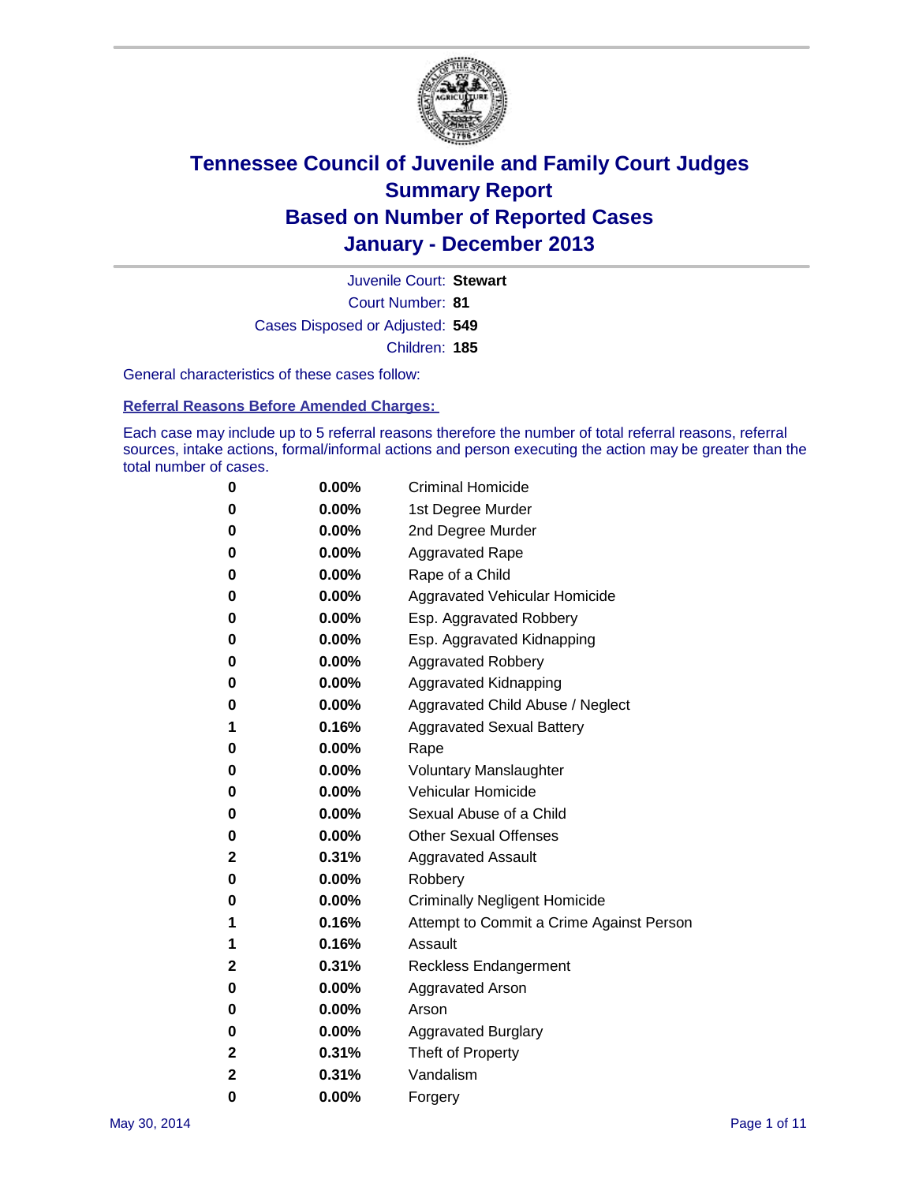# Tennessee Council of Juvenile and Family Court Judges
# Summary Report
# Based on Number of Reported Cases
# January - December 2013

Juvenile Court: **Stewart**
Court Number: **81**
Cases Disposed or Adjusted: **549**
Children: **185**

General characteristics of these cases follow:

**Referral Reasons Before Amended Charges:**

Each case may include up to 5 referral reasons therefore the number of total referral reasons, referral sources, intake actions, formal/informal actions and person executing the action may be greater than the total number of cases.

| | | |
|---|---|---|
| 0 | 0.00% | Criminal Homicide |
| 0 | 0.00% | 1st Degree Murder |
| 0 | 0.00% | 2nd Degree Murder |
| 0 | 0.00% | Aggravated Rape |
| 0 | 0.00% | Rape of a Child |
| 0 | 0.00% | Aggravated Vehicular Homicide |
| 0 | 0.00% | Esp. Aggravated Robbery |
| 0 | 0.00% | Esp. Aggravated Kidnapping |
| 0 | 0.00% | Aggravated Robbery |
| 0 | 0.00% | Aggravated Kidnapping |
| 0 | 0.00% | Aggravated Child Abuse / Neglect |
| 1 | 0.16% | Aggravated Sexual Battery |
| 0 | 0.00% | Rape |
| 0 | 0.00% | Voluntary Manslaughter |
| 0 | 0.00% | Vehicular Homicide |
| 0 | 0.00% | Sexual Abuse of a Child |
| 0 | 0.00% | Other Sexual Offenses |
| 2 | 0.31% | Aggravated Assault |
| 0 | 0.00% | Robbery |
| 0 | 0.00% | Criminally Negligent Homicide |
| 1 | 0.16% | Attempt to Commit a Crime Against Person |
| 1 | 0.16% | Assault |
| 2 | 0.31% | Reckless Endangerment |
| 0 | 0.00% | Aggravated Arson |
| 0 | 0.00% | Arson |
| 0 | 0.00% | Aggravated Burglary |
| 2 | 0.31% | Theft of Property |
| 2 | 0.31% | Vandalism |
| 0 | 0.00% | Forgery |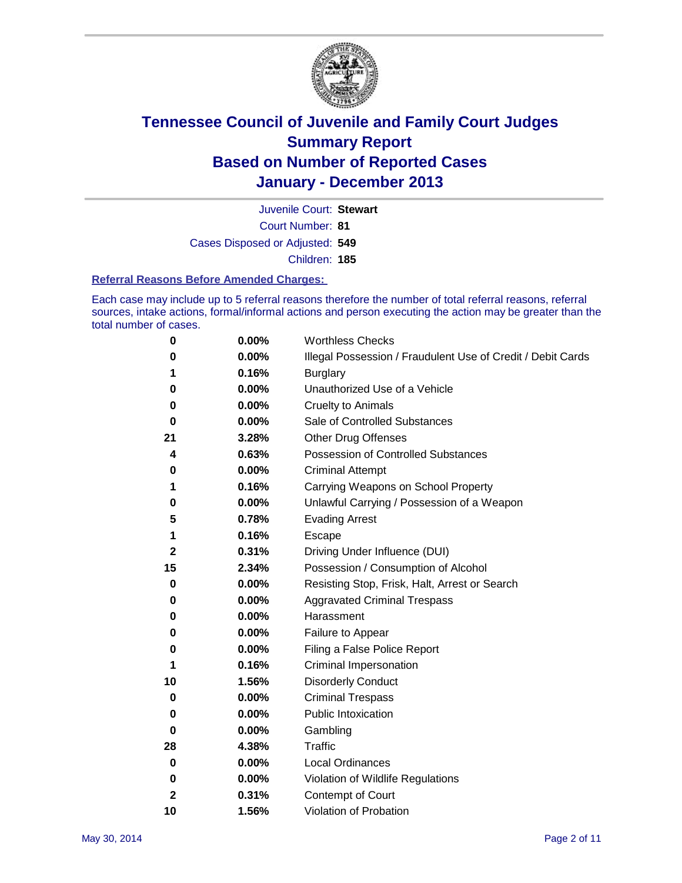# Tennessee Council of Juvenile and Family Court Judges
# Summary Report
# Based on Number of Reported Cases
# January - December 2013

Juvenile Court: **Stewart**

Court Number: **81**

Cases Disposed or Adjusted: **549**

Children: **185**

### Referral Reasons Before Amended Charges:

Each case may include up to 5 referral reasons therefore the number of total referral reasons, referral sources, intake actions, formal/informal actions and person executing the action may be greater than the total number of cases.

| Count | Percent | Referral Reason |
|---|---|---|
| 0 | 0.00% | Worthless Checks |
| 0 | 0.00% | Illegal Possession / Fraudulent Use of Credit / Debit Cards |
| 1 | 0.16% | Burglary |
| 0 | 0.00% | Unauthorized Use of a Vehicle |
| 0 | 0.00% | Cruelty to Animals |
| 0 | 0.00% | Sale of Controlled Substances |
| 21 | 3.28% | Other Drug Offenses |
| 4 | 0.63% | Possession of Controlled Substances |
| 0 | 0.00% | Criminal Attempt |
| 1 | 0.16% | Carrying Weapons on School Property |
| 0 | 0.00% | Unlawful Carrying / Possession of a Weapon |
| 5 | 0.78% | Evading Arrest |
| 1 | 0.16% | Escape |
| 2 | 0.31% | Driving Under Influence (DUI) |
| 15 | 2.34% | Possession / Consumption of Alcohol |
| 0 | 0.00% | Resisting Stop, Frisk, Halt, Arrest or Search |
| 0 | 0.00% | Aggravated Criminal Trespass |
| 0 | 0.00% | Harassment |
| 0 | 0.00% | Failure to Appear |
| 0 | 0.00% | Filing a False Police Report |
| 1 | 0.16% | Criminal Impersonation |
| 10 | 1.56% | Disorderly Conduct |
| 0 | 0.00% | Criminal Trespass |
| 0 | 0.00% | Public Intoxication |
| 0 | 0.00% | Gambling |
| 28 | 4.38% | Traffic |
| 0 | 0.00% | Local Ordinances |
| 0 | 0.00% | Violation of Wildlife Regulations |
| 2 | 0.31% | Contempt of Court |
| 10 | 1.56% | Violation of Probation |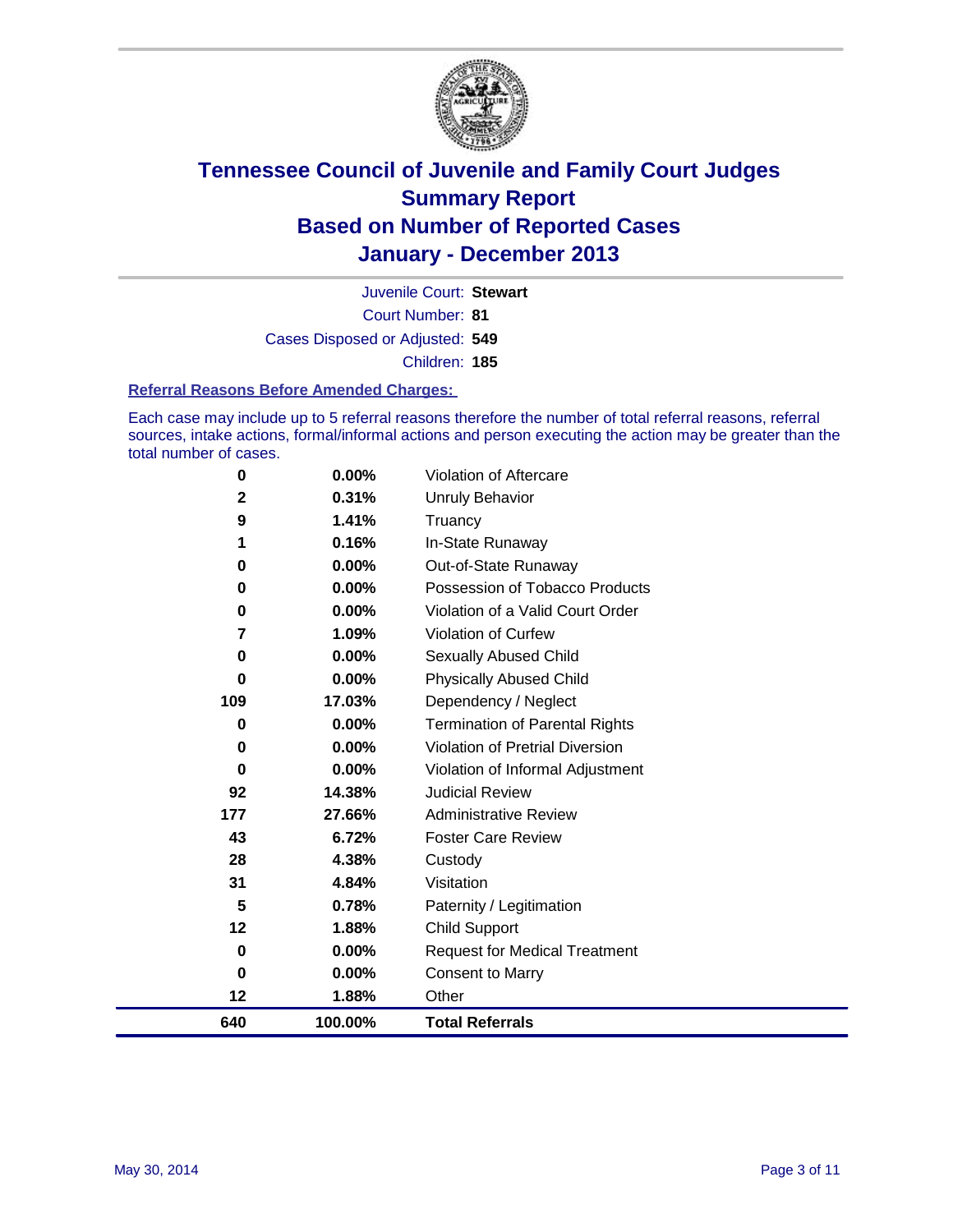# Tennessee Council of Juvenile and Family Court Judges
# Summary Report
# Based on Number of Reported Cases
# January - December 2013

Juvenile Court: **Stewart**

Court Number: **81**

Cases Disposed or Adjusted: **549**

Children: **185**

### Referral Reasons Before Amended Charges:

Each case may include up to 5 referral reasons therefore the number of total referral reasons, referral sources, intake actions, formal/informal actions and person executing the action may be greater than the total number of cases.

| Count | Percent | Referral Reason |
|---|---|---|
| 0 | 0.00% | Violation of Aftercare |
| 2 | 0.31% | Unruly Behavior |
| 9 | 1.41% | Truancy |
| 1 | 0.16% | In-State Runaway |
| 0 | 0.00% | Out-of-State Runaway |
| 0 | 0.00% | Possession of Tobacco Products |
| 0 | 0.00% | Violation of a Valid Court Order |
| 7 | 1.09% | Violation of Curfew |
| 0 | 0.00% | Sexually Abused Child |
| 0 | 0.00% | Physically Abused Child |
| 109 | 17.03% | Dependency / Neglect |
| 0 | 0.00% | Termination of Parental Rights |
| 0 | 0.00% | Violation of Pretrial Diversion |
| 0 | 0.00% | Violation of Informal Adjustment |
| 92 | 14.38% | Judicial Review |
| 177 | 27.66% | Administrative Review |
| 43 | 6.72% | Foster Care Review |
| 28 | 4.38% | Custody |
| 31 | 4.84% | Visitation |
| 5 | 0.78% | Paternity / Legitimation |
| 12 | 1.88% | Child Support |
| 0 | 0.00% | Request for Medical Treatment |
| 0 | 0.00% | Consent to Marry |
| 12 | 1.88% | Other |
| **640** | **100.00%** | **Total Referrals** |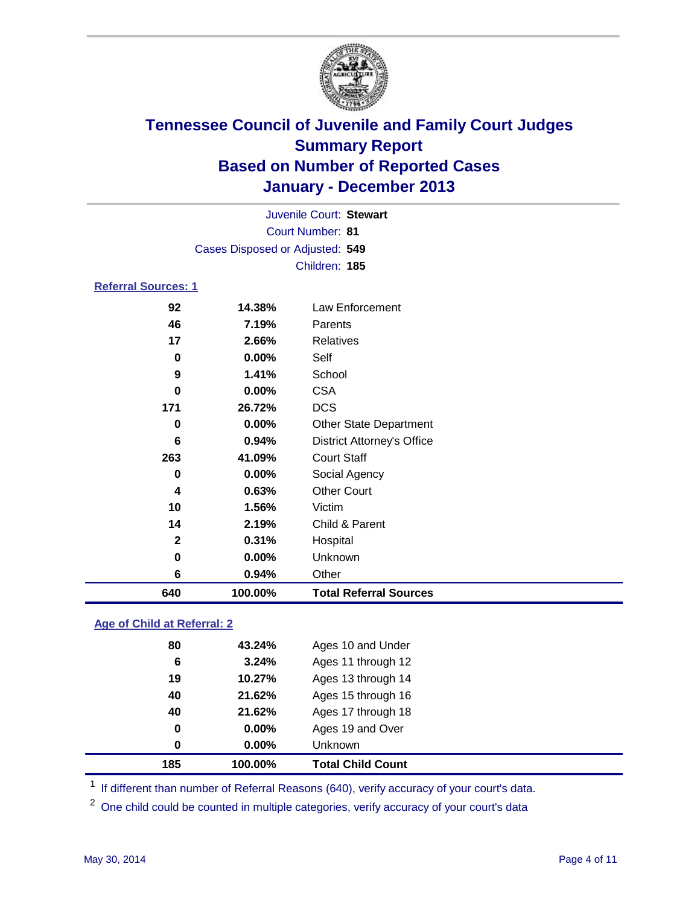# Tennessee Council of Juvenile and Family Court Judges
## Summary Report
## Based on Number of Reported Cases
## January - December 2013

Juvenile Court: **Stewart**
Court Number: **81**
Cases Disposed or Adjusted: **549**
Children: **185**

### Referral Sources: 1

| Count | Percent | Source |
|---|---|---|
| 92 | 14.38% | Law Enforcement |
| 46 | 7.19% | Parents |
| 17 | 2.66% | Relatives |
| 0 | 0.00% | Self |
| 9 | 1.41% | School |
| 0 | 0.00% | CSA |
| 171 | 26.72% | DCS |
| 0 | 0.00% | Other State Department |
| 6 | 0.94% | District Attorney's Office |
| 263 | 41.09% | Court Staff |
| 0 | 0.00% | Social Agency |
| 4 | 0.63% | Other Court |
| 10 | 1.56% | Victim |
| 14 | 2.19% | Child & Parent |
| 2 | 0.31% | Hospital |
| 0 | 0.00% | Unknown |
| 6 | 0.94% | Other |
| **640** | **100.00%** | **Total Referral Sources** |

### Age of Child at Referral: 2

| Count | Percent | Age |
|---|---|---|
| 80 | 43.24% | Ages 10 and Under |
| 6 | 3.24% | Ages 11 through 12 |
| 19 | 10.27% | Ages 13 through 14 |
| 40 | 21.62% | Ages 15 through 16 |
| 40 | 21.62% | Ages 17 through 18 |
| 0 | 0.00% | Ages 19 and Over |
| 0 | 0.00% | Unknown |
| **185** | **100.00%** | **Total Child Count** |

[1] If different than number of Referral Reasons (640), verify accuracy of your court's data.

[2] One child could be counted in multiple categories, verify accuracy of your court's data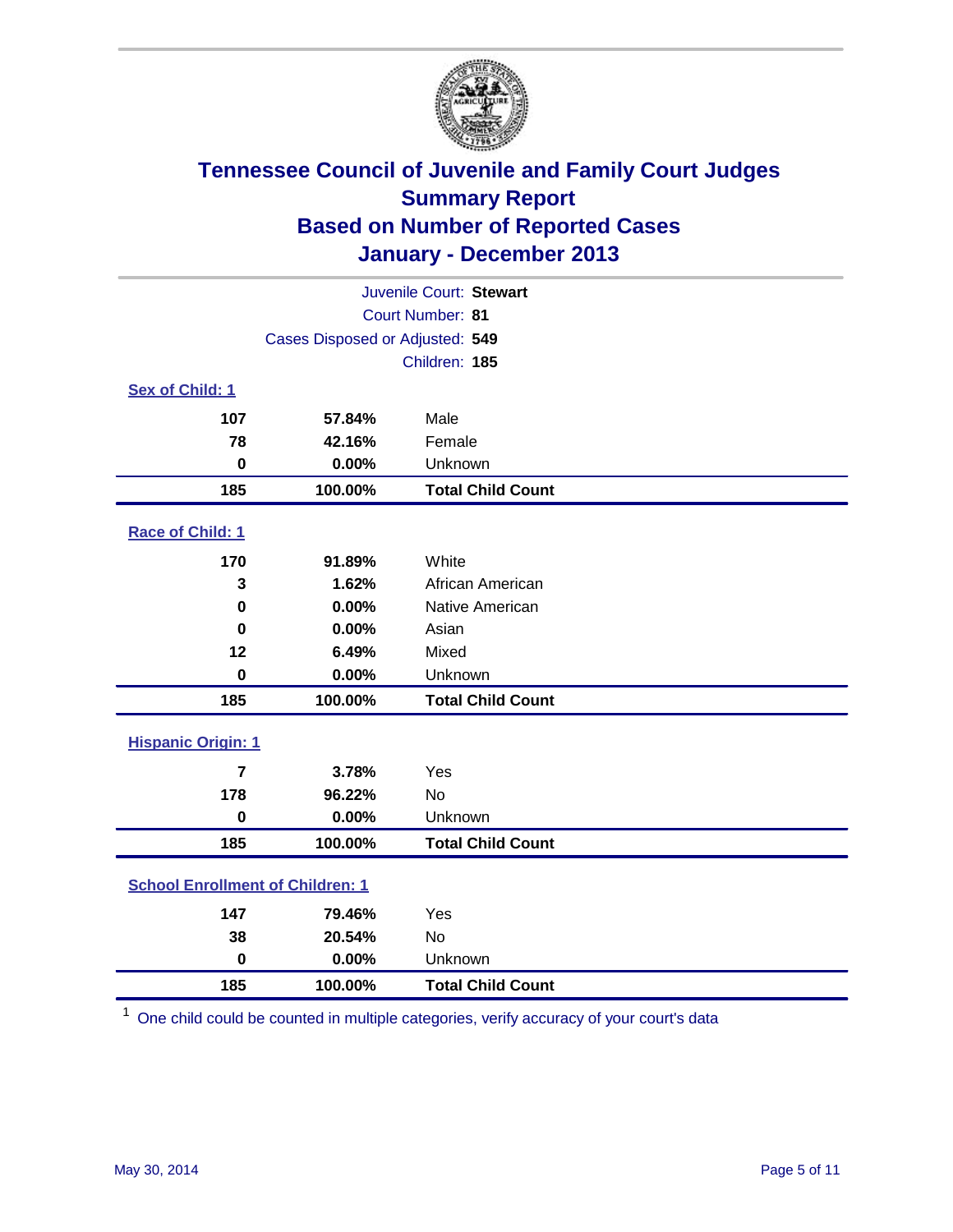# Tennessee Council of Juvenile and Family Court Judges
## Summary Report
## Based on Number of Reported Cases
## January - December 2013

Juvenile Court: **Stewart**
Court Number: **81**
Cases Disposed or Adjusted: **549**
Children: **185**

### Sex of Child: 1

| | | |
|---|---|---|
| **107** | **57.84%** | Male |
| **78** | **42.16%** | Female |
| **0** | **0.00%** | Unknown |
| **185** | **100.00%** | **Total Child Count** |

### Race of Child: 1

| | | |
|---|---|---|
| **170** | **91.89%** | White |
| **3** | **1.62%** | African American |
| **0** | **0.00%** | Native American |
| **0** | **0.00%** | Asian |
| **12** | **6.49%** | Mixed |
| **0** | **0.00%** | Unknown |
| **185** | **100.00%** | **Total Child Count** |

### Hispanic Origin: 1

| | | |
|---|---|---|
| **7** | **3.78%** | Yes |
| **178** | **96.22%** | No |
| **0** | **0.00%** | Unknown |
| **185** | **100.00%** | **Total Child Count** |

### School Enrollment of Children: 1

| | | |
|---|---|---|
| **147** | **79.46%** | Yes |
| **38** | **20.54%** | No |
| **0** | **0.00%** | Unknown |
| **185** | **100.00%** | **Total Child Count** |

[1] One child could be counted in multiple categories, verify accuracy of your court's data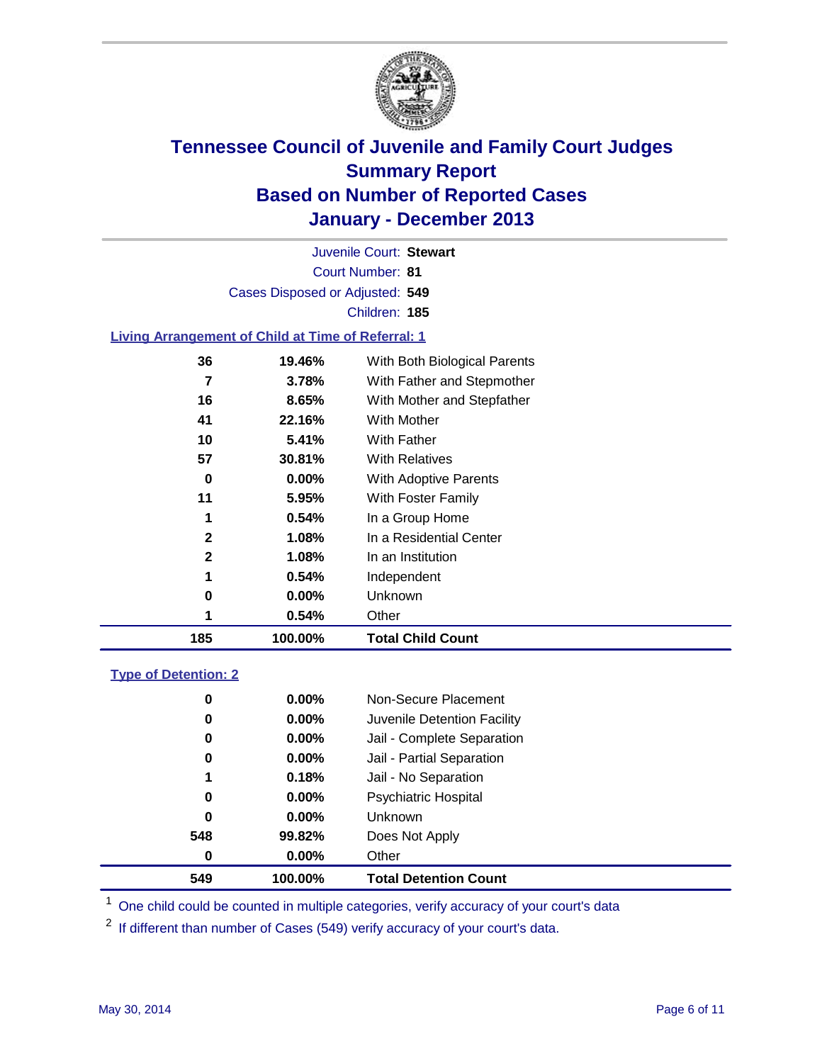# Tennessee Council of Juvenile and Family Court Judges
## Summary Report
## Based on Number of Reported Cases
## January - December 2013

Juvenile Court: **Stewart**
Court Number: **81**
Cases Disposed or Adjusted: **549**
Children: **185**

### Living Arrangement of Child at Time of Referral: 1

| Count | Percent | Living Arrangement |
|---|---|---|
| 36 | 19.46% | With Both Biological Parents |
| 7 | 3.78% | With Father and Stepmother |
| 16 | 8.65% | With Mother and Stepfather |
| 41 | 22.16% | With Mother |
| 10 | 5.41% | With Father |
| 57 | 30.81% | With Relatives |
| 0 | 0.00% | With Adoptive Parents |
| 11 | 5.95% | With Foster Family |
| 1 | 0.54% | In a Group Home |
| 2 | 1.08% | In a Residential Center |
| 2 | 1.08% | In an Institution |
| 1 | 0.54% | Independent |
| 0 | 0.00% | Unknown |
| 1 | 0.54% | Other |
| **185** | **100.00%** | **Total Child Count** |

### Type of Detention: 2

| Count | Percent | Type of Detention |
|---|---|---|
| 0 | 0.00% | Non-Secure Placement |
| 0 | 0.00% | Juvenile Detention Facility |
| 0 | 0.00% | Jail - Complete Separation |
| 0 | 0.00% | Jail - Partial Separation |
| 1 | 0.18% | Jail - No Separation |
| 0 | 0.00% | Psychiatric Hospital |
| 0 | 0.00% | Unknown |
| 548 | 99.82% | Does Not Apply |
| 0 | 0.00% | Other |
| **549** | **100.00%** | **Total Detention Count** |

[1] One child could be counted in multiple categories, verify accuracy of your court's data

[2] If different than number of Cases (549) verify accuracy of your court's data.

May 30, 2014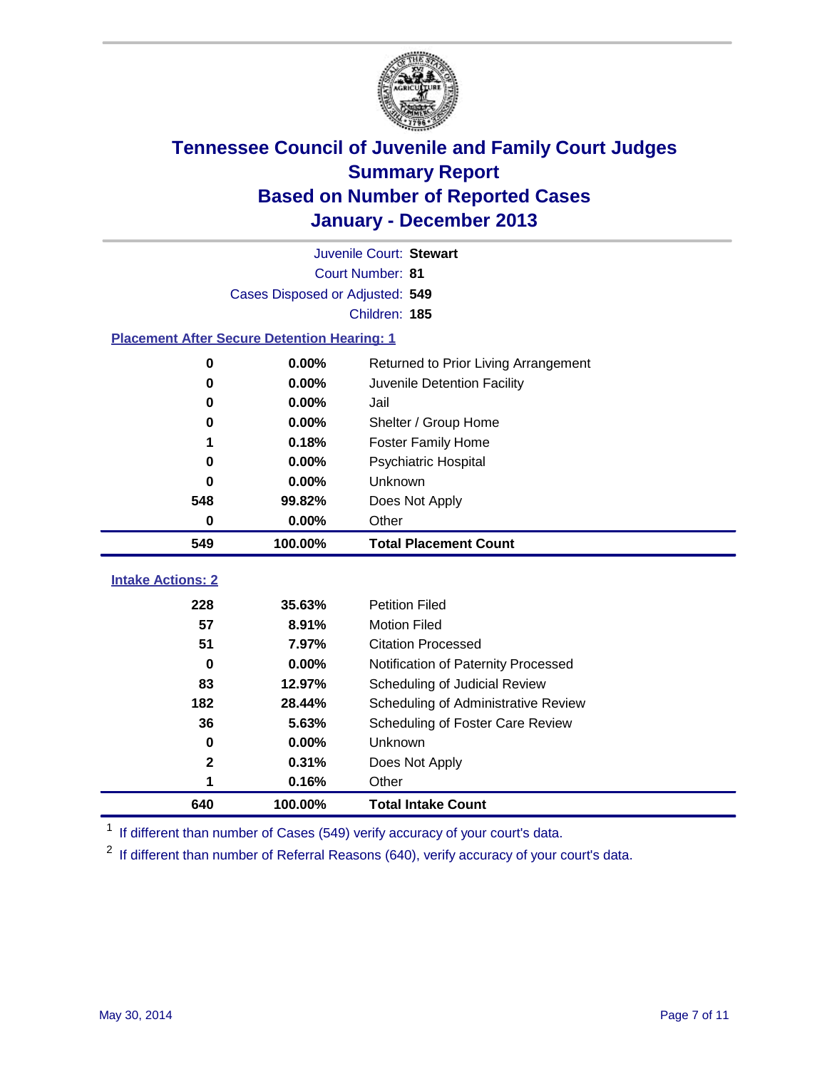# Tennessee Council of Juvenile and Family Court Judges
## Summary Report
## Based on Number of Reported Cases
## January - December 2013

Juvenile Court: **Stewart**

Court Number: **81**

Cases Disposed or Adjusted: **549**

Children: **185**

### Placement After Secure Detention Hearing: 1

| Count | Percent | Placement |
|---|---|---|
| 0 | 0.00% | Returned to Prior Living Arrangement |
| 0 | 0.00% | Juvenile Detention Facility |
| 0 | 0.00% | Jail |
| 0 | 0.00% | Shelter / Group Home |
| 1 | 0.18% | Foster Family Home |
| 0 | 0.00% | Psychiatric Hospital |
| 0 | 0.00% | Unknown |
| 548 | 99.82% | Does Not Apply |
| 0 | 0.00% | Other |
| **549** | **100.00%** | **Total Placement Count** |

### Intake Actions: 2

| Count | Percent | Intake Action |
|---|---|---|
| 228 | 35.63% | Petition Filed |
| 57 | 8.91% | Motion Filed |
| 51 | 7.97% | Citation Processed |
| 0 | 0.00% | Notification of Paternity Processed |
| 83 | 12.97% | Scheduling of Judicial Review |
| 182 | 28.44% | Scheduling of Administrative Review |
| 36 | 5.63% | Scheduling of Foster Care Review |
| 0 | 0.00% | Unknown |
| 2 | 0.31% | Does Not Apply |
| 1 | 0.16% | Other |
| **640** | **100.00%** | **Total Intake Count** |

[1] If different than number of Cases (549) verify accuracy of your court's data.

[2] If different than number of Referral Reasons (640), verify accuracy of your court's data.

May 30, 2014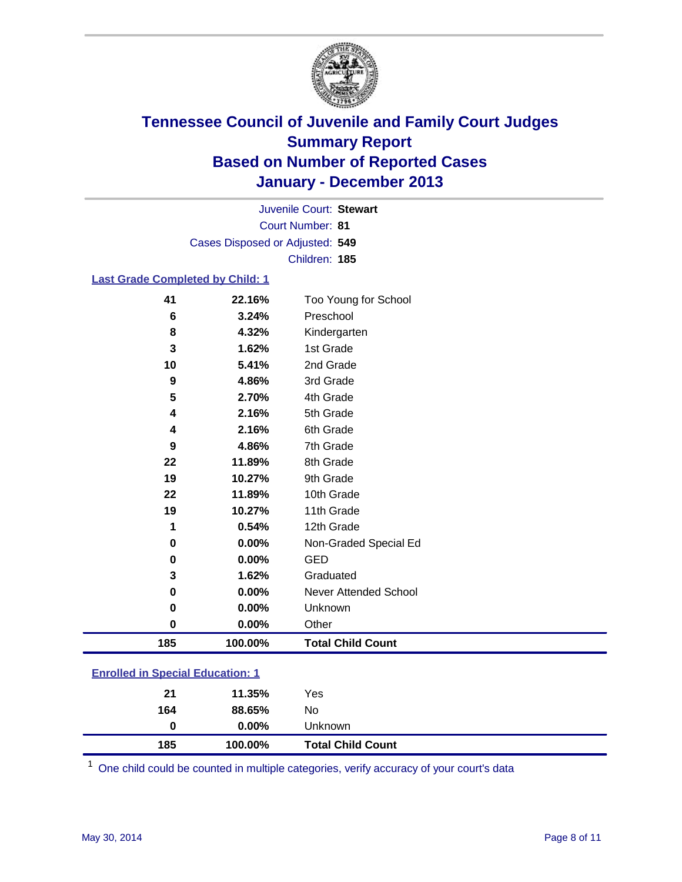# Tennessee Council of Juvenile and Family Court Judges
## Summary Report
## Based on Number of Reported Cases
## January - December 2013

Juvenile Court: **Stewart**
Court Number: **81**
Cases Disposed or Adjusted: **549**
Children: **185**

### Last Grade Completed by Child: 1

| Count | Percent | Category |
|---|---|---|
| 41 | 22.16% | Too Young for School |
| 6 | 3.24% | Preschool |
| 8 | 4.32% | Kindergarten |
| 3 | 1.62% | 1st Grade |
| 10 | 5.41% | 2nd Grade |
| 9 | 4.86% | 3rd Grade |
| 5 | 2.70% | 4th Grade |
| 4 | 2.16% | 5th Grade |
| 4 | 2.16% | 6th Grade |
| 9 | 4.86% | 7th Grade |
| 22 | 11.89% | 8th Grade |
| 19 | 10.27% | 9th Grade |
| 22 | 11.89% | 10th Grade |
| 19 | 10.27% | 11th Grade |
| 1 | 0.54% | 12th Grade |
| 0 | 0.00% | Non-Graded Special Ed |
| 0 | 0.00% | GED |
| 3 | 1.62% | Graduated |
| 0 | 0.00% | Never Attended School |
| 0 | 0.00% | Unknown |
| 0 | 0.00% | Other |
| **185** | **100.00%** | **Total Child Count** |

### Enrolled in Special Education: 1

| Count | Percent | Category |
|---|---|---|
| 21 | 11.35% | Yes |
| 164 | 88.65% | No |
| 0 | 0.00% | Unknown |
| **185** | **100.00%** | **Total Child Count** |

[1] One child could be counted in multiple categories, verify accuracy of your court's data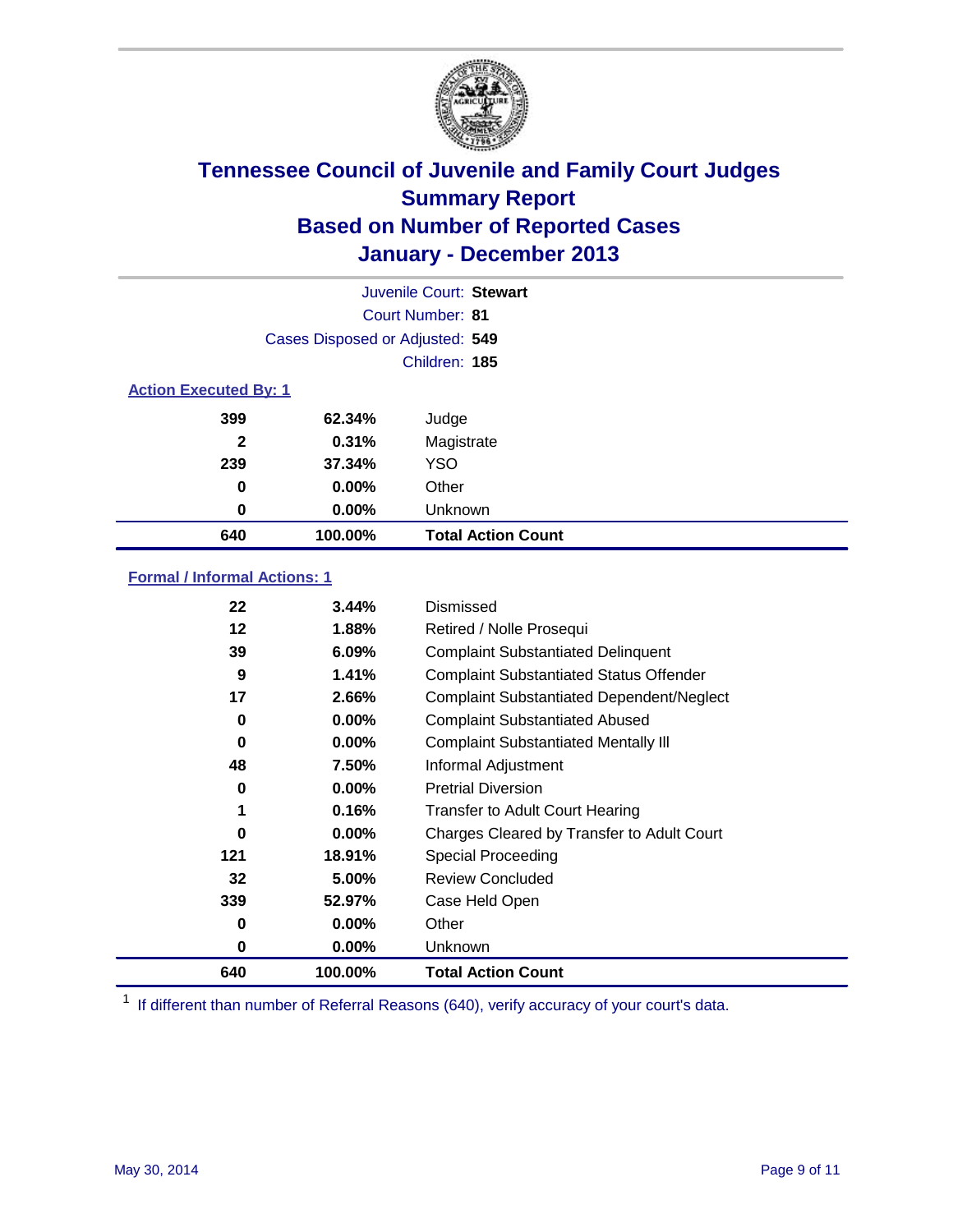# Tennessee Council of Juvenile and Family Court Judges
## Summary Report
## Based on Number of Reported Cases
## January - December 2013

Juvenile Court: **Stewart**

Court Number: **81**

Cases Disposed or Adjusted: **549**

Children: **185**

### Action Executed By: 1

| Count | Percent | Action |
|---|---|---|
| 399 | 62.34% | Judge |
| 2 | 0.31% | Magistrate |
| 239 | 37.34% | YSO |
| 0 | 0.00% | Other |
| 0 | 0.00% | Unknown |
| **640** | **100.00%** | **Total Action Count** |

### Formal / Informal Actions: 1

| Count | Percent | Action |
|---|---|---|
| 22 | 3.44% | Dismissed |
| 12 | 1.88% | Retired / Nolle Prosequi |
| 39 | 6.09% | Complaint Substantiated Delinquent |
| 9 | 1.41% | Complaint Substantiated Status Offender |
| 17 | 2.66% | Complaint Substantiated Dependent/Neglect |
| 0 | 0.00% | Complaint Substantiated Abused |
| 0 | 0.00% | Complaint Substantiated Mentally Ill |
| 48 | 7.50% | Informal Adjustment |
| 0 | 0.00% | Pretrial Diversion |
| 1 | 0.16% | Transfer to Adult Court Hearing |
| 0 | 0.00% | Charges Cleared by Transfer to Adult Court |
| 121 | 18.91% | Special Proceeding |
| 32 | 5.00% | Review Concluded |
| 339 | 52.97% | Case Held Open |
| 0 | 0.00% | Other |
| 0 | 0.00% | Unknown |
| **640** | **100.00%** | **Total Action Count** |

[1] If different than number of Referral Reasons (640), verify accuracy of your court's data.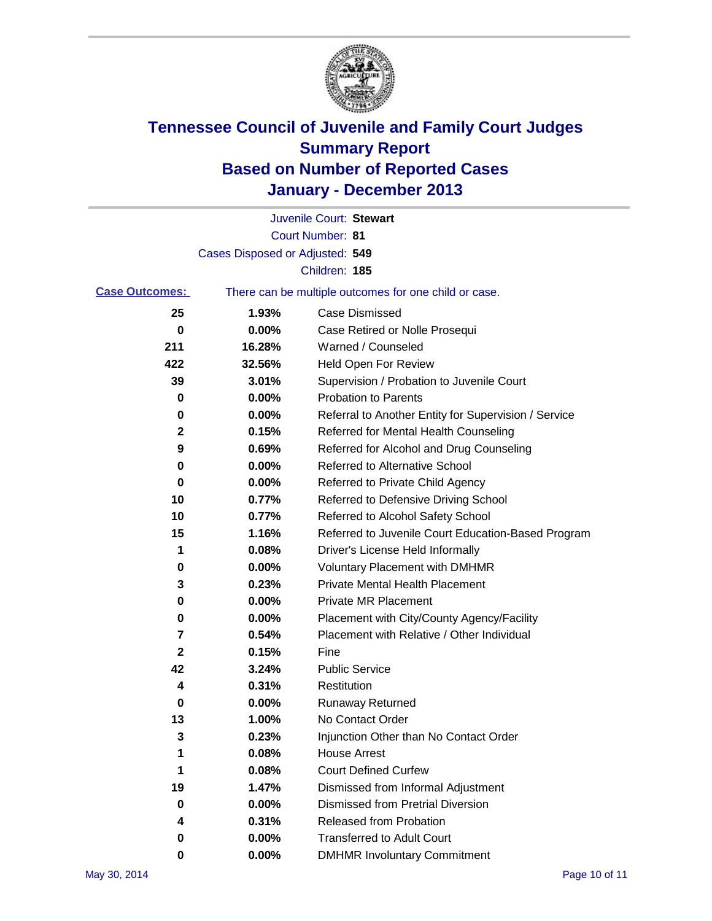# Tennessee Council of Juvenile and Family Court Judges
## Summary Report
## Based on Number of Reported Cases
## January - December 2013

Juvenile Court: **Stewart**
Court Number: **81**
Cases Disposed or Adjusted: **549**
Children: **185**

**Case Outcomes:** There can be multiple outcomes for one child or case.

| Count | Percent | Outcome |
|---|---|---|
| 25 | 1.93% | Case Dismissed |
| 0 | 0.00% | Case Retired or Nolle Prosequi |
| 211 | 16.28% | Warned / Counseled |
| 422 | 32.56% | Held Open For Review |
| 39 | 3.01% | Supervision / Probation to Juvenile Court |
| 0 | 0.00% | Probation to Parents |
| 0 | 0.00% | Referral to Another Entity for Supervision / Service |
| 2 | 0.15% | Referred for Mental Health Counseling |
| 9 | 0.69% | Referred for Alcohol and Drug Counseling |
| 0 | 0.00% | Referred to Alternative School |
| 0 | 0.00% | Referred to Private Child Agency |
| 10 | 0.77% | Referred to Defensive Driving School |
| 10 | 0.77% | Referred to Alcohol Safety School |
| 15 | 1.16% | Referred to Juvenile Court Education-Based Program |
| 1 | 0.08% | Driver's License Held Informally |
| 0 | 0.00% | Voluntary Placement with DMHMR |
| 3 | 0.23% | Private Mental Health Placement |
| 0 | 0.00% | Private MR Placement |
| 0 | 0.00% | Placement with City/County Agency/Facility |
| 7 | 0.54% | Placement with Relative / Other Individual |
| 2 | 0.15% | Fine |
| 42 | 3.24% | Public Service |
| 4 | 0.31% | Restitution |
| 0 | 0.00% | Runaway Returned |
| 13 | 1.00% | No Contact Order |
| 3 | 0.23% | Injunction Other than No Contact Order |
| 1 | 0.08% | House Arrest |
| 1 | 0.08% | Court Defined Curfew |
| 19 | 1.47% | Dismissed from Informal Adjustment |
| 0 | 0.00% | Dismissed from Pretrial Diversion |
| 4 | 0.31% | Released from Probation |
| 0 | 0.00% | Transferred to Adult Court |
| 0 | 0.00% | DMHMR Involuntary Commitment |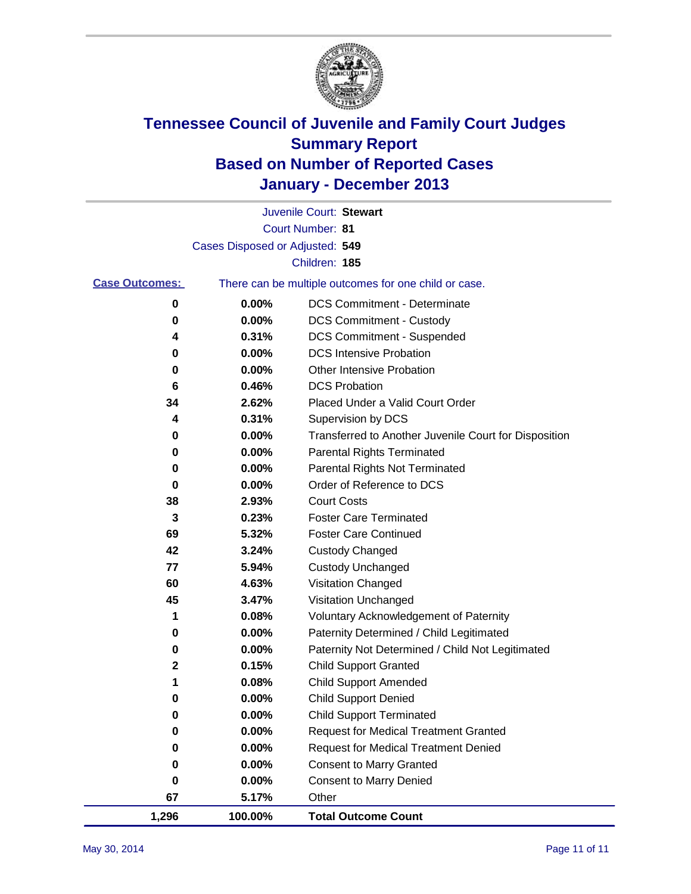# Tennessee Council of Juvenile and Family Court Judges
# Summary Report
# Based on Number of Reported Cases
# January - December 2013

Juvenile Court: **Stewart**

Court Number: **81**

Cases Disposed or Adjusted: **549**

Children: **185**

**Case Outcomes:** There can be multiple outcomes for one child or case.

| | | |
|---|---|---|
| 0 | 0.00% | DCS Commitment - Determinate |
| 0 | 0.00% | DCS Commitment - Custody |
| 4 | 0.31% | DCS Commitment - Suspended |
| 0 | 0.00% | DCS Intensive Probation |
| 0 | 0.00% | Other Intensive Probation |
| 6 | 0.46% | DCS Probation |
| 34 | 2.62% | Placed Under a Valid Court Order |
| 4 | 0.31% | Supervision by DCS |
| 0 | 0.00% | Transferred to Another Juvenile Court for Disposition |
| 0 | 0.00% | Parental Rights Terminated |
| 0 | 0.00% | Parental Rights Not Terminated |
| 0 | 0.00% | Order of Reference to DCS |
| 38 | 2.93% | Court Costs |
| 3 | 0.23% | Foster Care Terminated |
| 69 | 5.32% | Foster Care Continued |
| 42 | 3.24% | Custody Changed |
| 77 | 5.94% | Custody Unchanged |
| 60 | 4.63% | Visitation Changed |
| 45 | 3.47% | Visitation Unchanged |
| 1 | 0.08% | Voluntary Acknowledgement of Paternity |
| 0 | 0.00% | Paternity Determined / Child Legitimated |
| 0 | 0.00% | Paternity Not Determined / Child Not Legitimated |
| 2 | 0.15% | Child Support Granted |
| 1 | 0.08% | Child Support Amended |
| 0 | 0.00% | Child Support Denied |
| 0 | 0.00% | Child Support Terminated |
| 0 | 0.00% | Request for Medical Treatment Granted |
| 0 | 0.00% | Request for Medical Treatment Denied |
| 0 | 0.00% | Consent to Marry Granted |
| 0 | 0.00% | Consent to Marry Denied |
| 67 | 5.17% | Other |
| **1,296** | **100.00%** | **Total Outcome Count** |

May 30, 2014